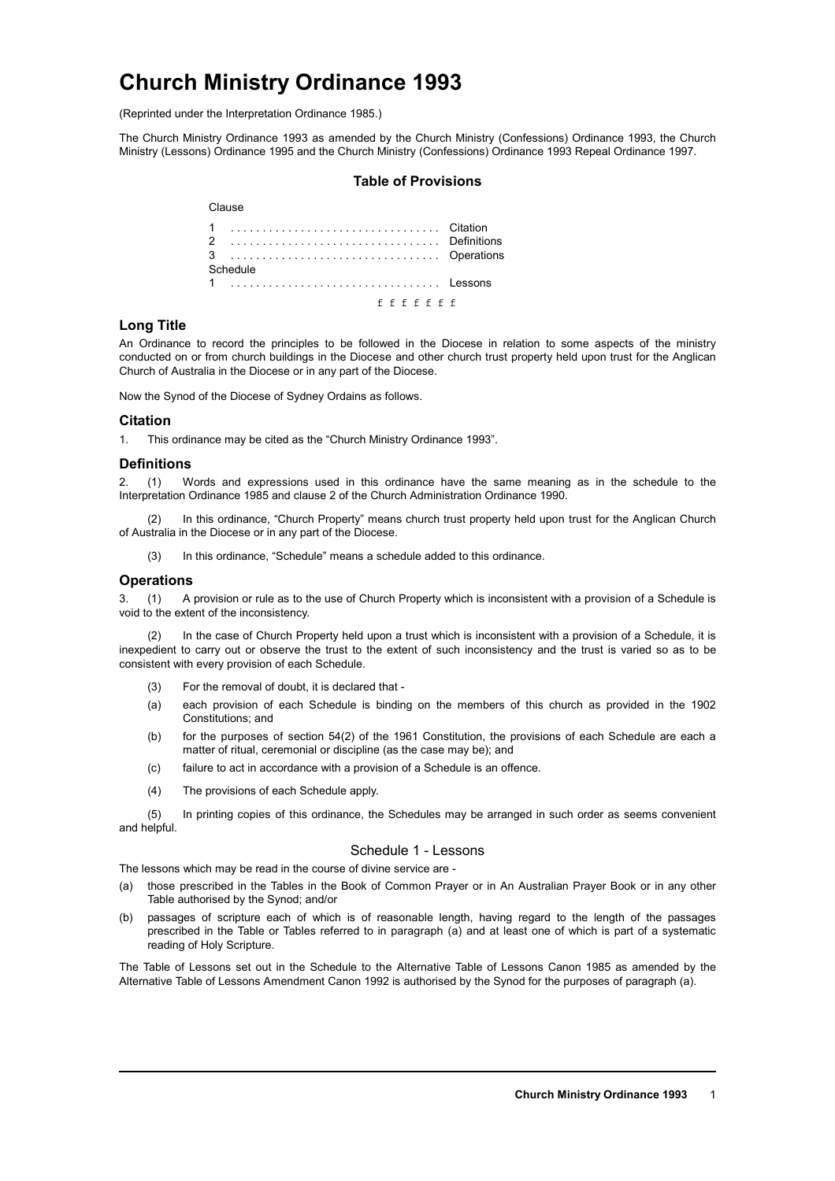# Church Ministry Ordinance 1993

(Reprinted under the Interpretation Ordinance 1985.)

The Church Ministry Ordinance 1993 as amended by the Church Ministry (Confessions) Ordinance 1993, the Church Ministry (Lessons) Ordinance 1995 and the Church Ministry (Confessions) Ordinance 1993 Repeal Ordinance 1997.

## Table of Provisions

| Clause | |
|---|---|
| 1 | Citation |
| 2 | Definitions |
| 3 | Operations |
| Schedule | |
| 1 | Lessons |

f f f f f f f

### Long Title

An Ordinance to record the principles to be followed in the Diocese in relation to some aspects of the ministry conducted on or from church buildings in the Diocese and other church trust property held upon trust for the Anglican Church of Australia in the Diocese or in any part of the Diocese.

Now the Synod of the Diocese of Sydney Ordains as follows.

### Citation

1. This ordinance may be cited as the "Church Ministry Ordinance 1993".

### Definitions

2. (1) Words and expressions used in this ordinance have the same meaning as in the schedule to the Interpretation Ordinance 1985 and clause 2 of the Church Administration Ordinance 1990.

(2) In this ordinance, "Church Property" means church trust property held upon trust for the Anglican Church of Australia in the Diocese or in any part of the Diocese.

(3) In this ordinance, "Schedule" means a schedule added to this ordinance.

### Operations

3. (1) A provision or rule as to the use of Church Property which is inconsistent with a provision of a Schedule is void to the extent of the inconsistency.

(2) In the case of Church Property held upon a trust which is inconsistent with a provision of a Schedule, it is inexpedient to carry out or observe the trust to the extent of such inconsistency and the trust is varied so as to be consistent with every provision of each Schedule.

(3) For the removal of doubt, it is declared that -

(a) each provision of each Schedule is binding on the members of this church as provided in the 1902 Constitutions; and

(b) for the purposes of section 54(2) of the 1961 Constitution, the provisions of each Schedule are each a matter of ritual, ceremonial or discipline (as the case may be); and

(c) failure to act in accordance with a provision of a Schedule is an offence.

(4) The provisions of each Schedule apply.

(5) In printing copies of this ordinance, the Schedules may be arranged in such order as seems convenient and helpful.

## Schedule 1 - Lessons

The lessons which may be read in the course of divine service are -

(a) those prescribed in the Tables in the Book of Common Prayer or in An Australian Prayer Book or in any other Table authorised by the Synod; and/or

(b) passages of scripture each of which is of reasonable length, having regard to the length of the passages prescribed in the Table or Tables referred to in paragraph (a) and at least one of which is part of a systematic reading of Holy Scripture.

The Table of Lessons set out in the Schedule to the Alternative Table of Lessons Canon 1985 as amended by the Alternative Table of Lessons Amendment Canon 1992 is authorised by the Synod for the purposes of paragraph (a).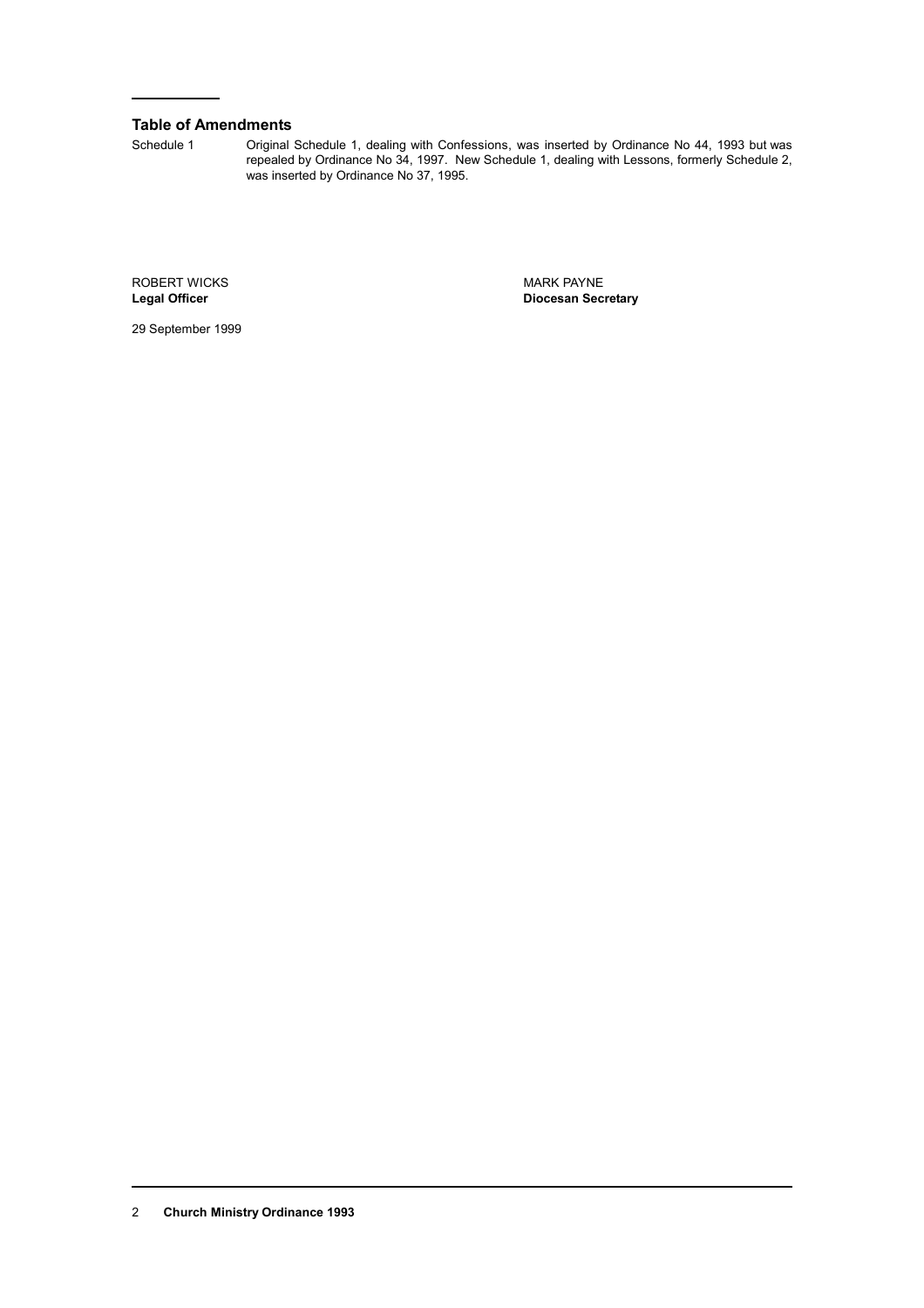## Table of Amendments

| | |
|---|---|
| Schedule 1 | Original Schedule 1, dealing with Confessions, was inserted by Ordinance No 44, 1993 but was repealed by Ordinance No 34, 1997. New Schedule 1, dealing with Lessons, formerly Schedule 2, was inserted by Ordinance No 37, 1995. |

ROBERT WICKS
**Legal Officer**

MARK PAYNE
**Diocesan Secretary**

29 September 1999